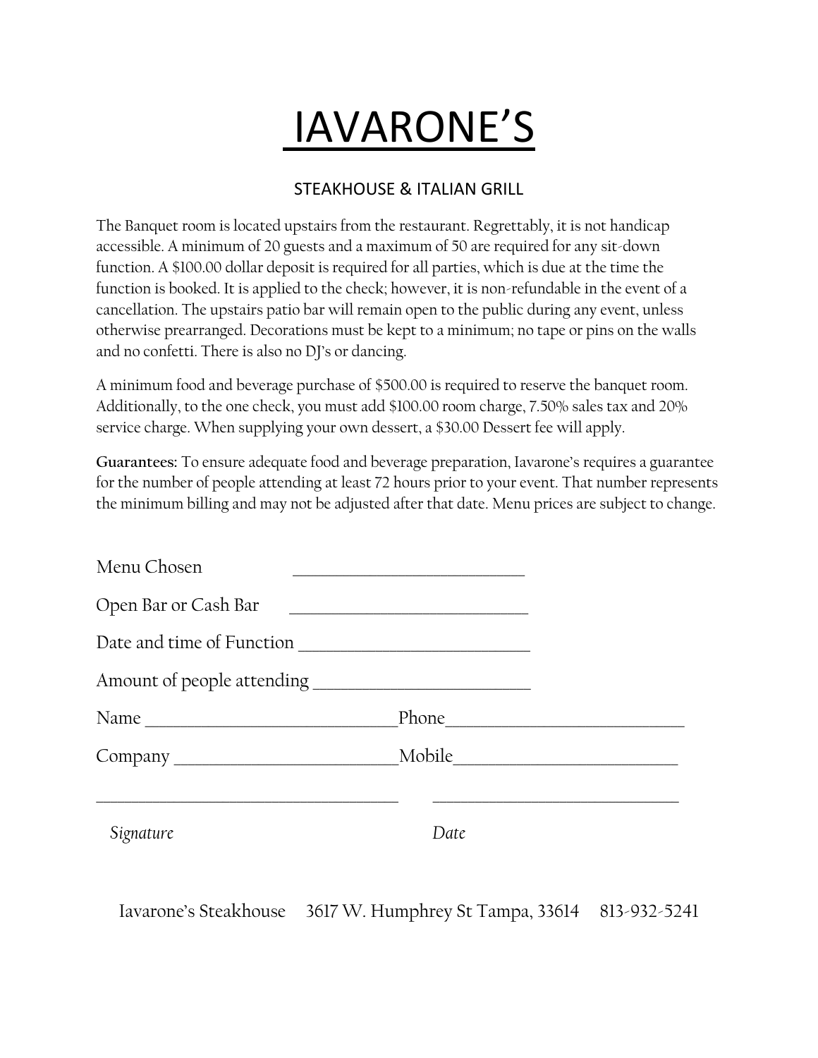# IAVARONE'S

## STEAKHOUSE & ITALIAN GRILL

The Banquet room is located upstairs from the restaurant. Regrettably, it is not handicap accessible. A minimum of 20 guests and a maximum of 50 are required for any sit-down function. A $100.00 dollar deposit is required for all parties, which is due at the time the function is booked. It is applied to the check; however, it is non-refundable in the event of a cancellation. The upstairs patio bar will remain open to the public during any event, unless otherwise prearranged. Decorations must be kept to a minimum; no tape or pins on the walls and no confetti. There is also no DJ's or dancing.

A minimum food and beverage purchase of $500.00 is required to reserve the banquet room. Additionally, to the one check, you must add $100.00 room charge, 7.50% sales tax and 20% service charge. When supplying your own dessert, a $30.00 Dessert fee will apply.

**Guarantees:** To ensure adequate food and beverage preparation, Iavarone's requires a guarantee for the number of people attending at least 72 hours prior to your event. That number represents the minimum billing and may not be adjusted after that date. Menu prices are subject to change.

Menu Chosen ______________________________

Open Bar or Cash Bar ______________________________

Date and time of Function ______________________________

Amount of people attending ______________________________

Name ______________________________ Phone ______________________________

Company ______________________________ Mobile ______________________________

______________________________ ______________________________

*Signature* *Date*

Iavarone's Steakhouse 3617 W. Humphrey St Tampa, 33614 813-932-5241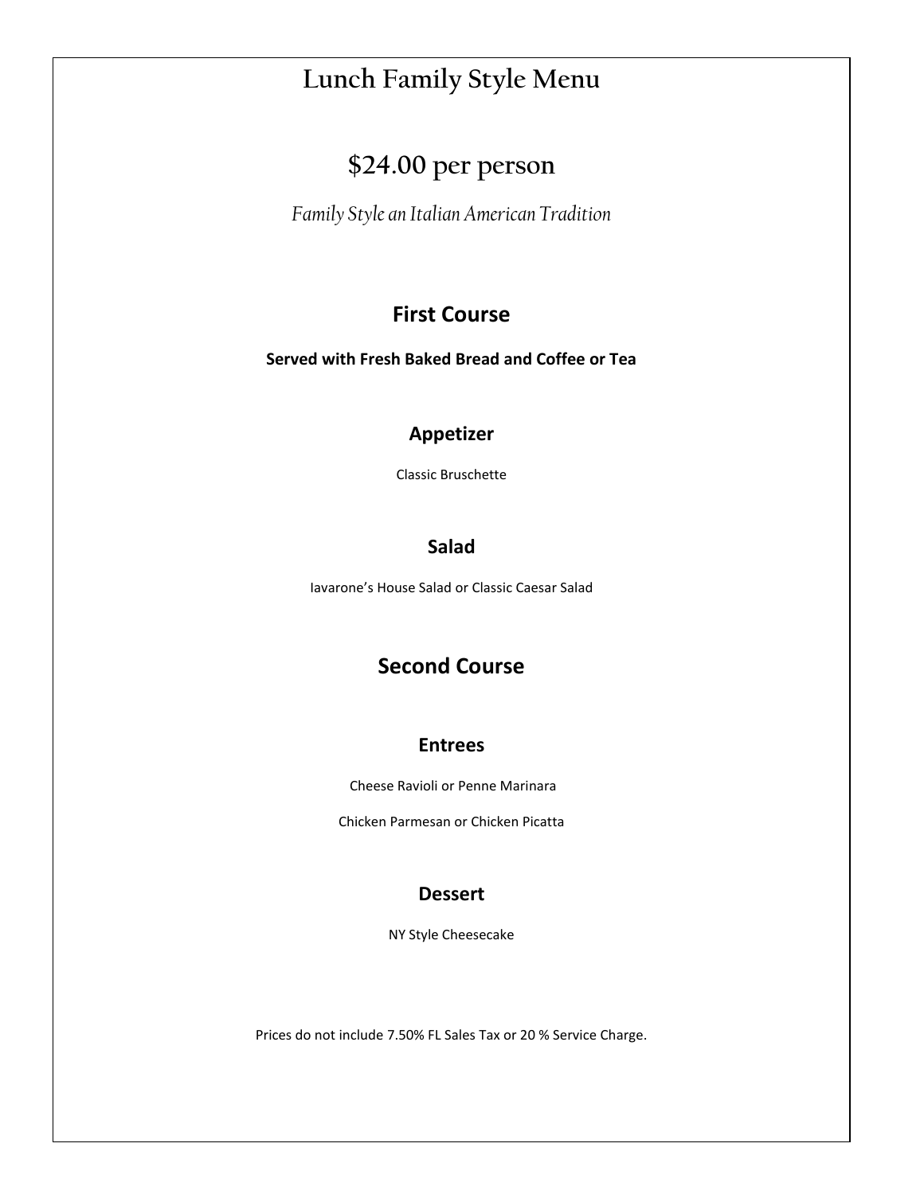# Lunch Family Style Menu

## $24.00 per person

*Family Style an Italian American Tradition*

## First Course

**Served with Fresh Baked Bread and Coffee or Tea**

### Appetizer

Classic Bruschette

### Salad

Iavarone's House Salad or Classic Caesar Salad

## Second Course

### Entrees

Cheese Ravioli or Penne Marinara

Chicken Parmesan or Chicken Picatta

### Dessert

NY Style Cheesecake

Prices do not include 7.50% FL Sales Tax or 20 % Service Charge.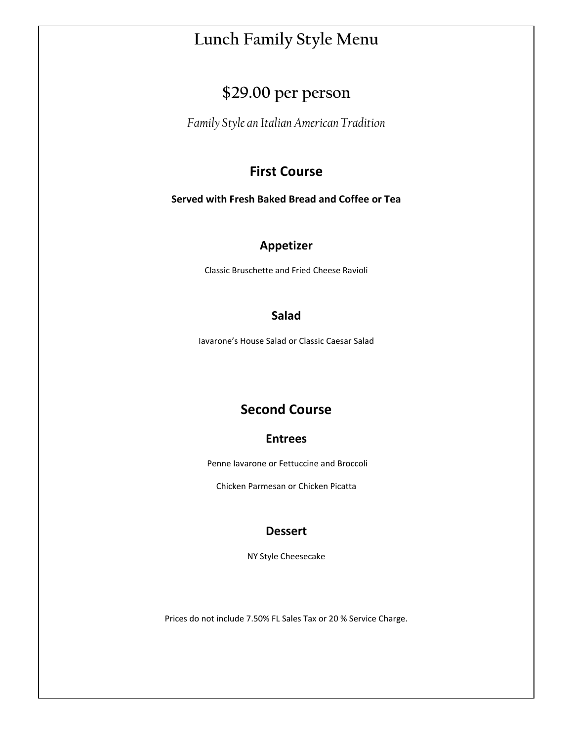# Lunch Family Style Menu

## $29.00 per person

*Family Style an Italian American Tradition*

## First Course

**Served with Fresh Baked Bread and Coffee or Tea**

### Appetizer

Classic Bruschette and Fried Cheese Ravioli

### Salad

Iavarone's House Salad or Classic Caesar Salad

## Second Course

### Entrees

Penne Iavarone or Fettuccine and Broccoli

Chicken Parmesan or Chicken Picatta

### Dessert

NY Style Cheesecake

Prices do not include 7.50% FL Sales Tax or 20 % Service Charge.